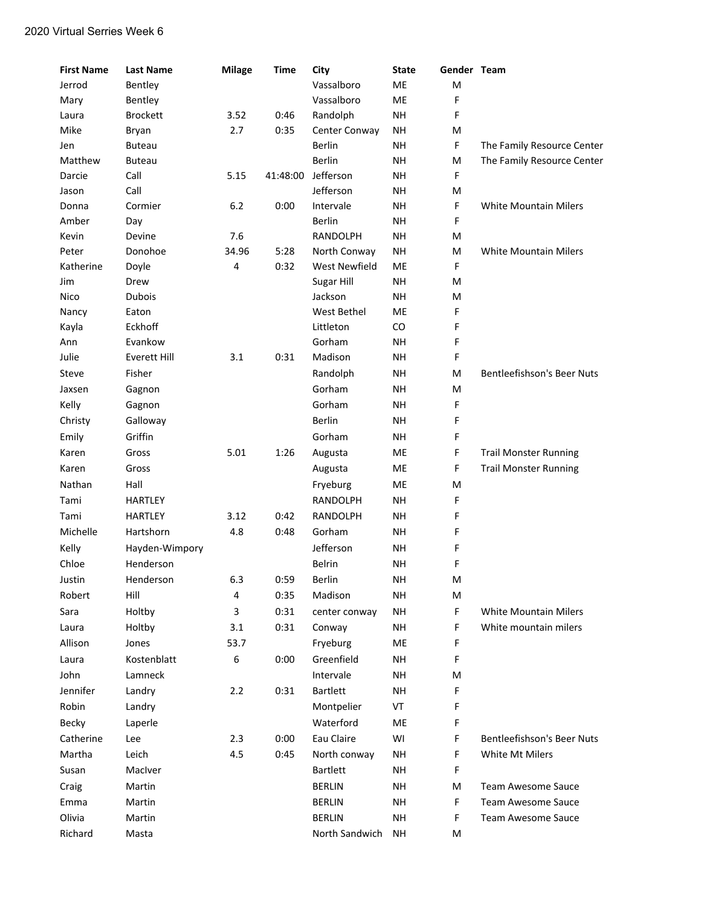2020 Virtual Series Week 6

| First Name | Last Name | Milage | Time | City | State | Gender | Team |
|---|---|---|---|---|---|---|---|
| Jerrod | Bentley | | | Vassalboro | ME | M | |
| Mary | Bentley | | | Vassalboro | ME | F | |
| Laura | Brockett | 3.52 | 0:46 | Randolph | NH | F | |
| Mike | Bryan | 2.7 | 0:35 | Center Conway | NH | M | |
| Jen | Buteau | | | Berlin | NH | F | The Family Resource Center |
| Matthew | Buteau | | | Berlin | NH | M | The Family Resource Center |
| Darcie | Call | 5.15 | 41:48:00 | Jefferson | NH | F | |
| Jason | Call | | | Jefferson | NH | M | |
| Donna | Cormier | 6.2 | 0:00 | Intervale | NH | F | White Mountain Milers |
| Amber | Day | | | Berlin | NH | F | |
| Kevin | Devine | 7.6 | | RANDOLPH | NH | M | |
| Peter | Donohoe | 34.96 | 5:28 | North Conway | NH | M | White Mountain Milers |
| Katherine | Doyle | 4 | 0:32 | West Newfield | ME | F | |
| Jim | Drew | | | Sugar Hill | NH | M | |
| Nico | Dubois | | | Jackson | NH | M | |
| Nancy | Eaton | | | West Bethel | ME | F | |
| Kayla | Eckhoff | | | Littleton | CO | F | |
| Ann | Evankow | | | Gorham | NH | F | |
| Julie | Everett Hill | 3.1 | 0:31 | Madison | NH | F | |
| Steve | Fisher | | | Randolph | NH | M | Bentleefishson's Beer Nuts |
| Jaxsen | Gagnon | | | Gorham | NH | M | |
| Kelly | Gagnon | | | Gorham | NH | F | |
| Christy | Galloway | | | Berlin | NH | F | |
| Emily | Griffin | | | Gorham | NH | F | |
| Karen | Gross | 5.01 | 1:26 | Augusta | ME | F | Trail Monster Running |
| Karen | Gross | | | Augusta | ME | F | Trail Monster Running |
| Nathan | Hall | | | Fryeburg | ME | M | |
| Tami | HARTLEY | | | RANDOLPH | NH | F | |
| Tami | HARTLEY | 3.12 | 0:42 | RANDOLPH | NH | F | |
| Michelle | Hartshorn | 4.8 | 0:48 | Gorham | NH | F | |
| Kelly | Hayden-Wimpory | | | Jefferson | NH | F | |
| Chloe | Henderson | | | Belrin | NH | F | |
| Justin | Henderson | 6.3 | 0:59 | Berlin | NH | M | |
| Robert | Hill | 4 | 0:35 | Madison | NH | M | |
| Sara | Holtby | 3 | 0:31 | center conway | NH | F | White Mountain Milers |
| Laura | Holtby | 3.1 | 0:31 | Conway | NH | F | White mountain milers |
| Allison | Jones | 53.7 | | Fryeburg | ME | F | |
| Laura | Kostenblatt | 6 | 0:00 | Greenfield | NH | F | |
| John | Lamneck | | | Intervale | NH | M | |
| Jennifer | Landry | 2.2 | 0:31 | Bartlett | NH | F | |
| Robin | Landry | | | Montpelier | VT | F | |
| Becky | Laperle | | | Waterford | ME | F | |
| Catherine | Lee | 2.3 | 0:00 | Eau Claire | WI | F | Bentleefishson's Beer Nuts |
| Martha | Leich | 4.5 | 0:45 | North conway | NH | F | White Mt Milers |
| Susan | MacIver | | | Bartlett | NH | F | |
| Craig | Martin | | | BERLIN | NH | M | Team Awesome Sauce |
| Emma | Martin | | | BERLIN | NH | F | Team Awesome Sauce |
| Olivia | Martin | | | BERLIN | NH | F | Team Awesome Sauce |
| Richard | Masta | | | North Sandwich | NH | M | |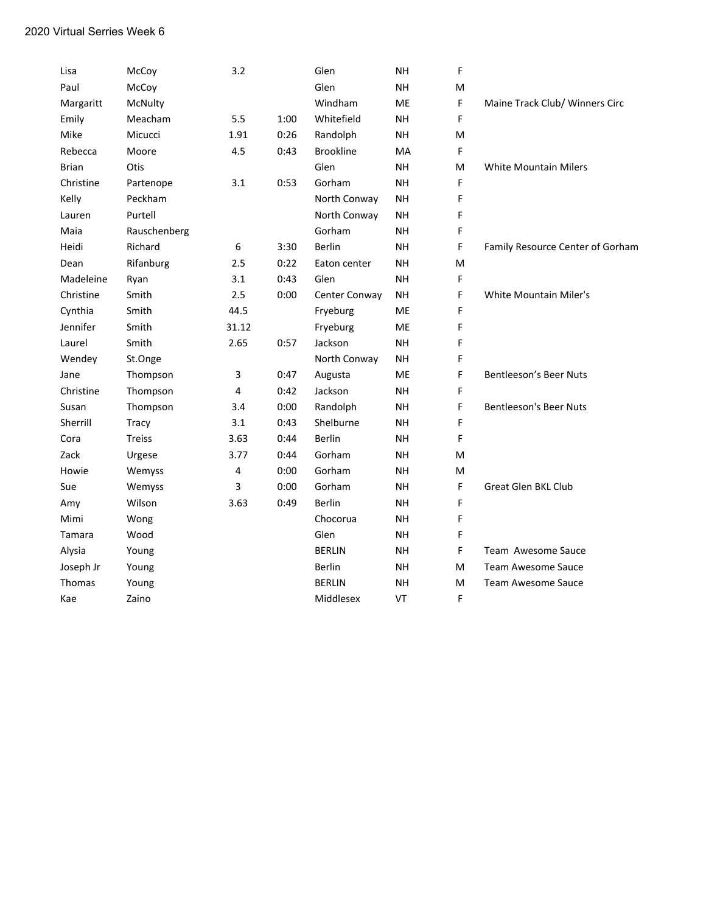| | | | | | | | |
|---|---|---|---|---|---|---|---|
| Lisa | McCoy | 3.2 | | Glen | NH | F | |
| Paul | McCoy | | | Glen | NH | M | |
| Margaritt | McNulty | | | Windham | ME | F | Maine Track Club/ Winners Circ |
| Emily | Meacham | 5.5 | 1:00 | Whitefield | NH | F | |
| Mike | Micucci | 1.91 | 0:26 | Randolph | NH | M | |
| Rebecca | Moore | 4.5 | 0:43 | Brookline | MA | F | |
| Brian | Otis | | | Glen | NH | M | White Mountain Milers |
| Christine | Partenope | 3.1 | 0:53 | Gorham | NH | F | |
| Kelly | Peckham | | | North Conway | NH | F | |
| Lauren | Purtell | | | North Conway | NH | F | |
| Maia | Rauschenberg | | | Gorham | NH | F | |
| Heidi | Richard | 6 | 3:30 | Berlin | NH | F | Family Resource Center of Gorham |
| Dean | Rifanburg | 2.5 | 0:22 | Eaton center | NH | M | |
| Madeleine | Ryan | 3.1 | 0:43 | Glen | NH | F | |
| Christine | Smith | 2.5 | 0:00 | Center Conway | NH | F | White Mountain Miler's |
| Cynthia | Smith | 44.5 | | Fryeburg | ME | F | |
| Jennifer | Smith | 31.12 | | Fryeburg | ME | F | |
| Laurel | Smith | 2.65 | 0:57 | Jackson | NH | F | |
| Wendey | St.Onge | | | North Conway | NH | F | |
| Jane | Thompson | 3 | 0:47 | Augusta | ME | F | Bentleeson's Beer Nuts |
| Christine | Thompson | 4 | 0:42 | Jackson | NH | F | |
| Susan | Thompson | 3.4 | 0:00 | Randolph | NH | F | Bentleeson's Beer Nuts |
| Sherrill | Tracy | 3.1 | 0:43 | Shelburne | NH | F | |
| Cora | Treiss | 3.63 | 0:44 | Berlin | NH | F | |
| Zack | Urgese | 3.77 | 0:44 | Gorham | NH | M | |
| Howie | Wemyss | 4 | 0:00 | Gorham | NH | M | |
| Sue | Wemyss | 3 | 0:00 | Gorham | NH | F | Great Glen BKL Club |
| Amy | Wilson | 3.63 | 0:49 | Berlin | NH | F | |
| Mimi | Wong | | | Chocorua | NH | F | |
| Tamara | Wood | | | Glen | NH | F | |
| Alysia | Young | | | BERLIN | NH | F | Team Awesome Sauce |
| Joseph Jr | Young | | | Berlin | NH | M | Team Awesome Sauce |
| Thomas | Young | | | BERLIN | NH | M | Team Awesome Sauce |
| Kae | Zaino | | | Middlesex | VT | F | |